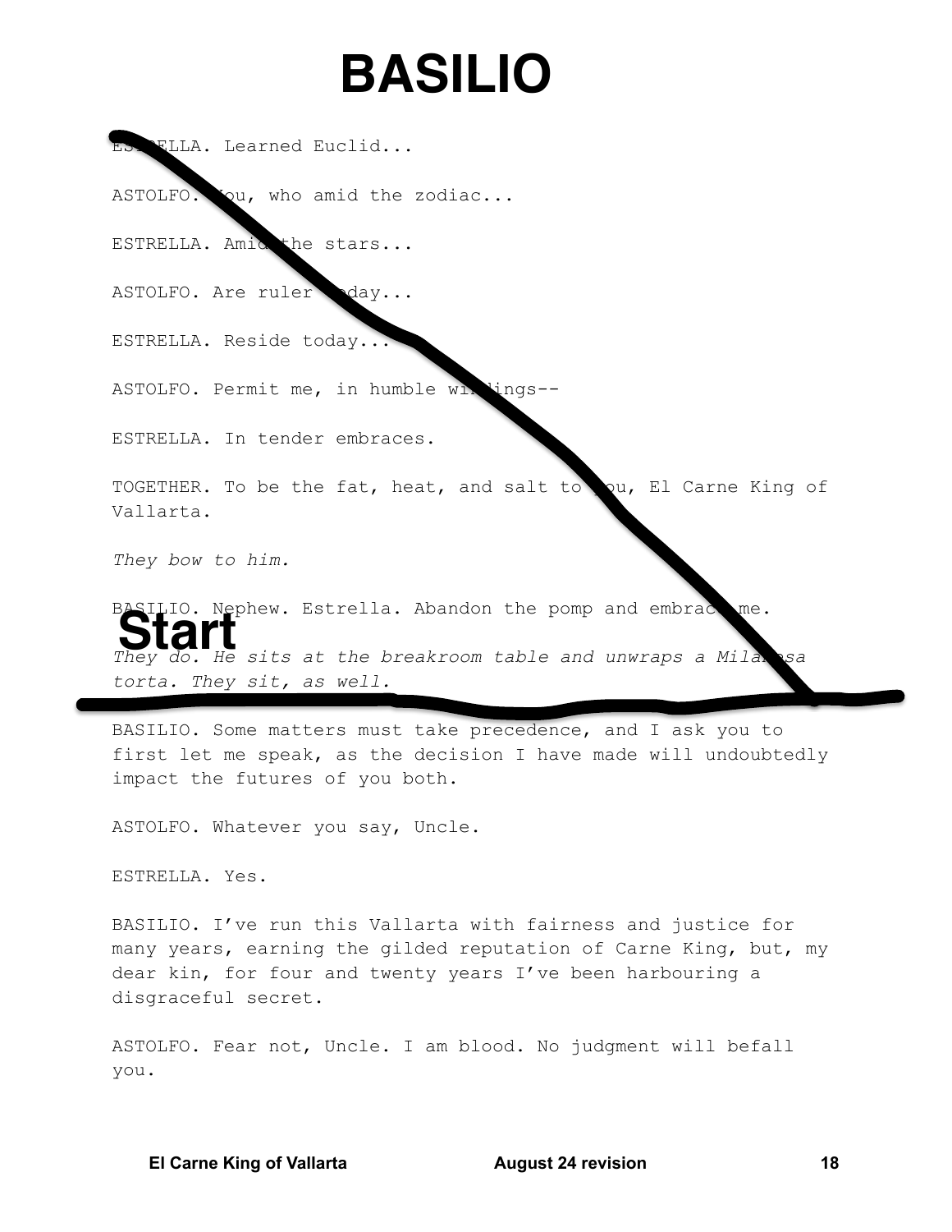# BASILIO

ESTRELLA. Learned Euclid...

ASTOLFO. You, who amid the zodiac...

ESTRELLA. Amid the stars...

ASTOLFO. Are ruler today...

ESTRELLA. Reside today...

ASTOLFO. Permit me, in humble windings--

ESTRELLA. In tender embraces.

TOGETHER. To be the fat, heat, and salt to you, El Carne King of Vallarta.

*They bow to him.*

BASILIO. Nephew. Estrella. Abandon the pomp and embrace me.

**Start**

*They do. He sits at the breakroom table and unwraps a Milanesa torta. They sit, as well.*

BASILIO. Some matters must take precedence, and I ask you to first let me speak, as the decision I have made will undoubtedly impact the futures of you both.

ASTOLFO. Whatever you say, Uncle.

ESTRELLA. Yes.

BASILIO. I've run this Vallarta with fairness and justice for many years, earning the gilded reputation of Carne King, but, my dear kin, for four and twenty years I've been harbouring a disgraceful secret.

ASTOLFO. Fear not, Uncle. I am blood. No judgment will befall you.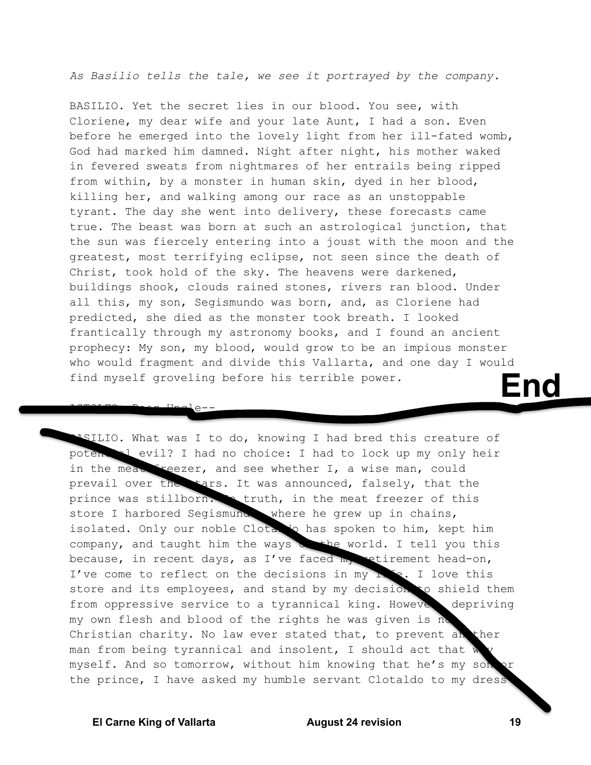*As Basilio tells the tale, we see it portrayed by the company.*

BASILIO. Yet the secret lies in our blood. You see, with Cloriene, my dear wife and your late Aunt, I had a son. Even before he emerged into the lovely light from her ill-fated womb, God had marked him damned. Night after night, his mother waked in fevered sweats from nightmares of her entrails being ripped from within, by a monster in human skin, dyed in her blood, killing her, and walking among our race as an unstoppable tyrant. The day she went into delivery, these forecasts came true. The beast was born at such an astrological junction, that the sun was fiercely entering into a joust with the moon and the greatest, most terrifying eclipse, not seen since the death of Christ, took hold of the sky. The heavens were darkened, buildings shook, clouds rained stones, rivers ran blood. Under all this, my son, Segismundo was born, and, as Cloriene had predicted, she died as the monster took breath. I looked frantically through my astronomy books, and I found an ancient prophecy: My son, my blood, would grow to be an impious monster who would fragment and divide this Vallarta, and one day I would find myself groveling before his terrible power.

**End**

ASTOLFO. Dear Uncle--

BASILIO. What was I to do, knowing I had bred this creature of potential evil? I had no choice: I had to lock up my only heir in the meat freezer, and see whether I, a wise man, could prevail over the stars. It was announced, falsely, that the prince was stillborn. In truth, in the meat freezer of this store I harbored Segismundo, where he grew up in chains, isolated. Only our noble Clotaldo has spoken to him, kept him company, and taught him the ways of the world. I tell you this because, in recent days, as I've faced my retirement head-on, I've come to reflect on the decisions in my life. I love this store and its employees, and stand by my decision to shield them from oppressive service to a tyrannical king. However, depriving my own flesh and blood of the rights he was given is not Christian charity. No law ever stated that, to prevent another man from being tyrannical and insolent, I should act that way myself. And so tomorrow, without him knowing that he's my son or the prince, I have asked my humble servant Clotaldo to my dress